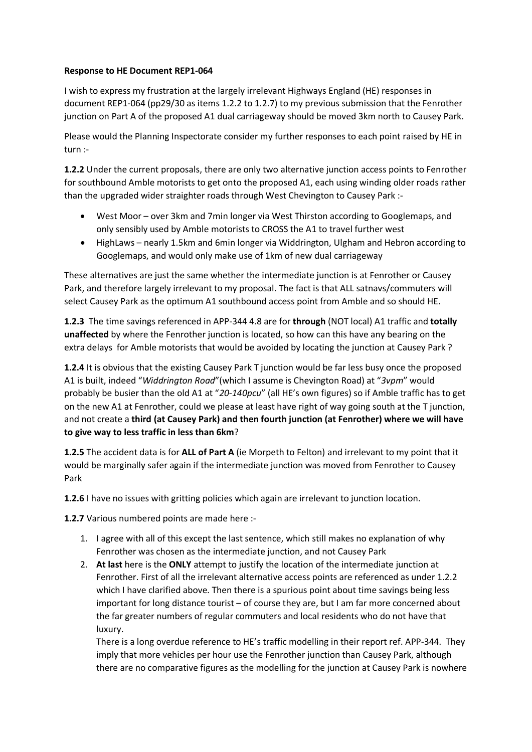**Response to HE Document REP1-064**

I wish to express my frustration at the largely irrelevant Highways England (HE) responses in document REP1-064 (pp29/30 as items 1.2.2 to 1.2.7) to my previous submission that the Fenrother junction on Part A of the proposed A1 dual carriageway should be moved 3km north to Causey Park.

Please would the Planning Inspectorate consider my further responses to each point raised by HE in turn :-

**1.2.2** Under the current proposals, there are only two alternative junction access points to Fenrother for southbound Amble motorists to get onto the proposed A1, each using winding older roads rather than the upgraded wider straighter roads through West Chevington to Causey Park :-

- West Moor – over 3km and 7min longer via West Thirston according to Googlemaps, and only sensibly used by Amble motorists to CROSS the A1 to travel further west
- HighLaws – nearly 1.5km and 6min longer via Widdrington, Ulgham and Hebron according to Googlemaps, and would only make use of 1km of new dual carriageway

These alternatives are just the same whether the intermediate junction is at Fenrother or Causey Park, and therefore largely irrelevant to my proposal. The fact is that ALL satnavs/commuters will select Causey Park as the optimum A1 southbound access point from Amble and so should HE.

**1.2.3** The time savings referenced in APP-344 4.8 are for **through** (NOT local) A1 traffic and **totally unaffected** by where the Fenrother junction is located, so how can this have any bearing on the extra delays for Amble motorists that would be avoided by locating the junction at Causey Park ?

**1.2.4** It is obvious that the existing Causey Park T junction would be far less busy once the proposed A1 is built, indeed "*Widdrington Road*"(which I assume is Chevington Road) at "*3vpm*" would probably be busier than the old A1 at "*20-140pcu*" (all HE's own figures) so if Amble traffic has to get on the new A1 at Fenrother, could we please at least have right of way going south at the T junction, and not create a **third (at Causey Park) and then fourth junction (at Fenrother) where we will have to give way to less traffic in less than 6km**?

**1.2.5** The accident data is for **ALL of Part A** (ie Morpeth to Felton) and irrelevant to my point that it would be marginally safer again if the intermediate junction was moved from Fenrother to Causey Park

**1.2.6** I have no issues with gritting policies which again are irrelevant to junction location.

**1.2.7** Various numbered points are made here :-

1. I agree with all of this except the last sentence, which still makes no explanation of why Fenrother was chosen as the intermediate junction, and not Causey Park
2. **At last** here is the **ONLY** attempt to justify the location of the intermediate junction at Fenrother. First of all the irrelevant alternative access points are referenced as under 1.2.2 which I have clarified above. Then there is a spurious point about time savings being less important for long distance tourist – of course they are, but I am far more concerned about the far greater numbers of regular commuters and local residents who do not have that luxury.

   There is a long overdue reference to HE's traffic modelling in their report ref. APP-344. They imply that more vehicles per hour use the Fenrother junction than Causey Park, although there are no comparative figures as the modelling for the junction at Causey Park is nowhere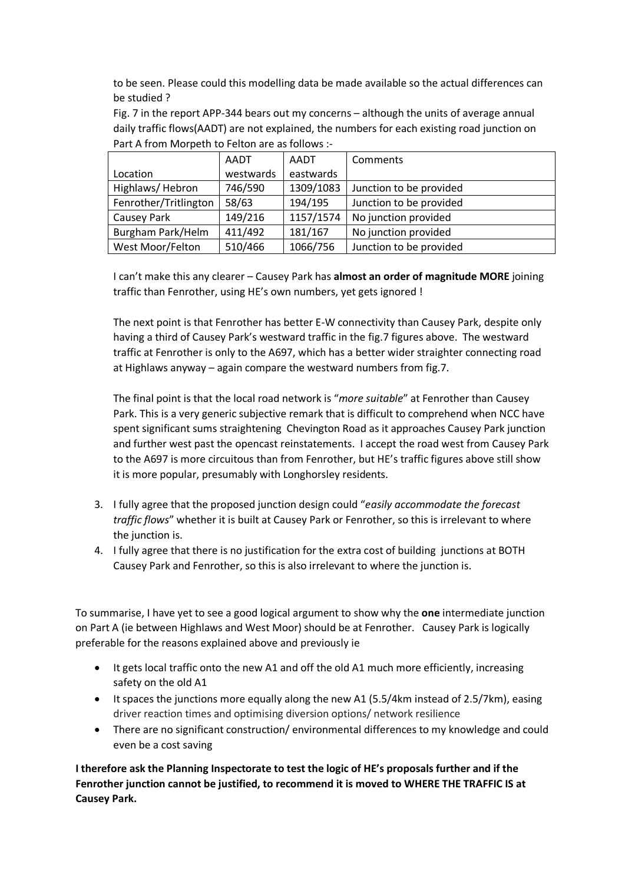to be seen. Please could this modelling data be made available so the actual differences can be studied ?

Fig. 7 in the report APP-344 bears out my concerns – although the units of average annual daily traffic flows(AADT) are not explained, the numbers for each existing road junction on Part A from Morpeth to Felton are as follows :-

| Location | AADT westwards | AADT eastwards | Comments |
|---|---|---|---|
| Highlaws/ Hebron | 746/590 | 1309/1083 | Junction to be provided |
| Fenrother/Tritlington | 58/63 | 194/195 | Junction to be provided |
| Causey Park | 149/216 | 1157/1574 | No junction provided |
| Burgham Park/Helm | 411/492 | 181/167 | No junction provided |
| West Moor/Felton | 510/466 | 1066/756 | Junction to be provided |

I can't make this any clearer – Causey Park has **almost an order of magnitude MORE** joining traffic than Fenrother, using HE's own numbers, yet gets ignored !

The next point is that Fenrother has better E-W connectivity than Causey Park, despite only having a third of Causey Park's westward traffic in the fig.7 figures above. The westward traffic at Fenrother is only to the A697, which has a better wider straighter connecting road at Highlaws anyway – again compare the westward numbers from fig.7.

The final point is that the local road network is "*more suitable*" at Fenrother than Causey Park. This is a very generic subjective remark that is difficult to comprehend when NCC have spent significant sums straightening Chevington Road as it approaches Causey Park junction and further west past the opencast reinstatements. I accept the road west from Causey Park to the A697 is more circuitous than from Fenrother, but HE's traffic figures above still show it is more popular, presumably with Longhorsley residents.

3. I fully agree that the proposed junction design could "*easily accommodate the forecast traffic flows*" whether it is built at Causey Park or Fenrother, so this is irrelevant to where the junction is.
4. I fully agree that there is no justification for the extra cost of building junctions at BOTH Causey Park and Fenrother, so this is also irrelevant to where the junction is.

To summarise, I have yet to see a good logical argument to show why the **one** intermediate junction on Part A (ie between Highlaws and West Moor) should be at Fenrother. Causey Park is logically preferable for the reasons explained above and previously ie

- It gets local traffic onto the new A1 and off the old A1 much more efficiently, increasing safety on the old A1
- It spaces the junctions more equally along the new A1 (5.5/4km instead of 2.5/7km), easing driver reaction times and optimising diversion options/ network resilience
- There are no significant construction/ environmental differences to my knowledge and could even be a cost saving

**I therefore ask the Planning Inspectorate to test the logic of HE's proposals further and if the Fenrother junction cannot be justified, to recommend it is moved to WHERE THE TRAFFIC IS at Causey Park.**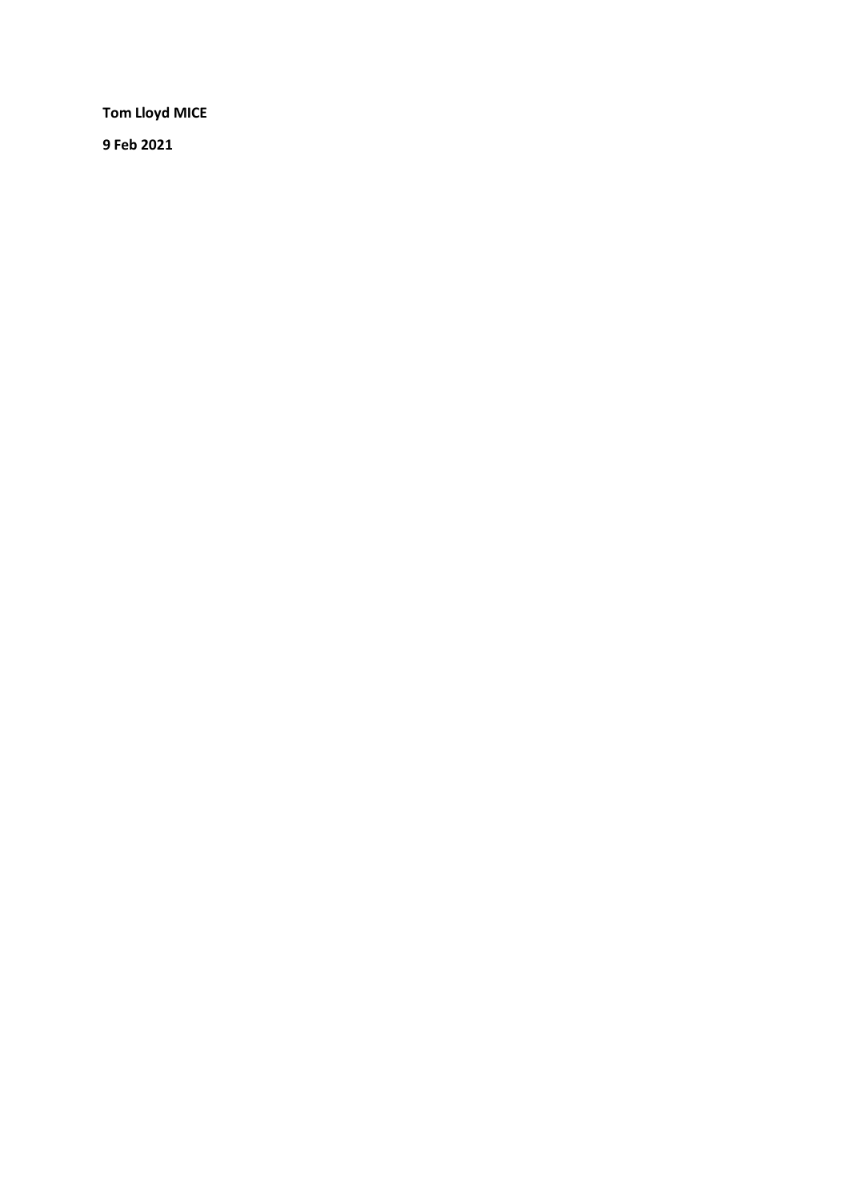**Tom Lloyd MICE**

**9 Feb 2021**